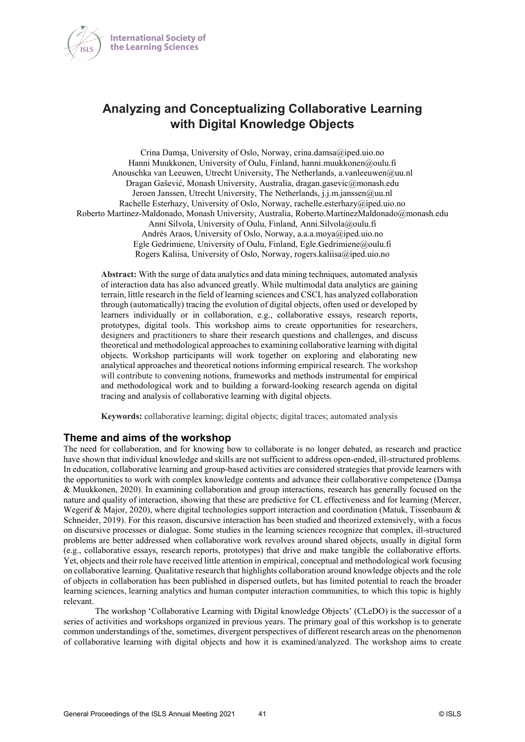# Analyzing and Conceptualizing Collaborative Learning with Digital Knowledge Objects

Crina Damşa, University of Oslo, Norway, crina.damsa@iped.uio.no
Hanni Muukkonen, University of Oulu, Finland, hanni.muukkonen@oulu.fi
Anouschka van Leeuwen, Utrecht University, The Netherlands, a.vanleeuwen@uu.nl
Dragan Gašević, Monash University, Australia, dragan.gasevic@monash.edu
Jeroen Janssen, Utrecht University, The Netherlands, j.j.m.janssen@uu.nl
Rachelle Esterhazy, University of Oslo, Norway, rachelle.esterhazy@iped.uio.no
Roberto Martinez-Maldonado, Monash University, Australia, Roberto.MartinezMaldonado@monash.edu
Anni Silvola, University of Oulu, Finland, Anni.Silvola@oulu.fi
Andrés Araos, University of Oslo, Norway, a.a.a.moya@iped.uio.no
Egle Gedrimiene, University of Oulu, Finland, Egle.Gedrimiene@oulu.fi
Rogers Kaliisa, University of Oslo, Norway, rogers.kaliisa@iped.uio.no

**Abstract:** With the surge of data analytics and data mining techniques, automated analysis of interaction data has also advanced greatly. While multimodal data analytics are gaining terrain, little research in the field of learning sciences and CSCL has analyzed collaboration through (automatically) tracing the evolution of digital objects, often used or developed by learners individually or in collaboration, e.g., collaborative essays, research reports, prototypes, digital tools. This workshop aims to create opportunities for researchers, designers and practitioners to share their research questions and challenges, and discuss theoretical and methodological approaches to examining collaborative learning with digital objects. Workshop participants will work together on exploring and elaborating new analytical approaches and theoretical notions informing empirical research. The workshop will contribute to convening notions, frameworks and methods instrumental for empirical and methodological work and to building a forward-looking research agenda on digital tracing and analysis of collaborative learning with digital objects.

**Keywords:** collaborative learning; digital objects; digital traces; automated analysis

## Theme and aims of the workshop

The need for collaboration, and for knowing how to collaborate is no longer debated, as research and practice have shown that individual knowledge and skills are not sufficient to address open-ended, ill-structured problems. In education, collaborative learning and group-based activities are considered strategies that provide learners with the opportunities to work with complex knowledge contents and advance their collaborative competence (Damşa & Muukkonen, 2020). In examining collaboration and group interactions, research has generally focused on the nature and quality of interaction, showing that these are predictive for CL effectiveness and for learning (Mercer, Wegerif & Major, 2020), where digital technologies support interaction and coordination (Matuk, Tissenbaum & Schneider, 2019). For this reason, discursive interaction has been studied and theorized extensively, with a focus on discursive processes or dialogue. Some studies in the learning sciences recognize that complex, ill-structured problems are better addressed when collaborative work revolves around shared objects, usually in digital form (e.g., collaborative essays, research reports, prototypes) that drive and make tangible the collaborative efforts. Yet, objects and their role have received little attention in empirical, conceptual and methodological work focusing on collaborative learning. Qualitative research that highlights collaboration around knowledge objects and the role of objects in collaboration has been published in dispersed outlets, but has limited potential to reach the broader learning sciences, learning analytics and human computer interaction communities, to which this topic is highly relevant.

The workshop 'Collaborative Learning with Digital knowledge Objects' (CLeDO) is the successor of a series of activities and workshops organized in previous years. The primary goal of this workshop is to generate common understandings of the, sometimes, divergent perspectives of different research areas on the phenomenon of collaborative learning with digital objects and how it is examined/analyzed. The workshop aims to create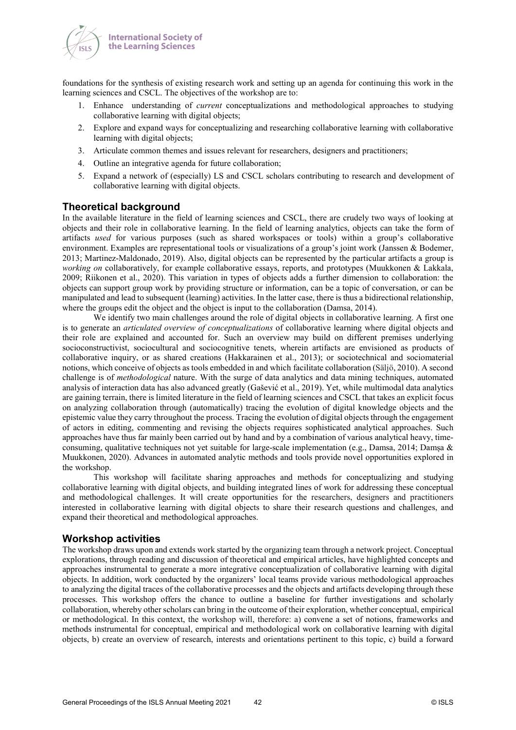foundations for the synthesis of existing research work and setting up an agenda for continuing this work in the learning sciences and CSCL. The objectives of the workshop are to:

1. Enhance understanding of *current* conceptualizations and methodological approaches to studying collaborative learning with digital objects;
2. Explore and expand ways for conceptualizing and researching collaborative learning with collaborative learning with digital objects;
3. Articulate common themes and issues relevant for researchers, designers and practitioners;
4. Outline an integrative agenda for future collaboration;
5. Expand a network of (especially) LS and CSCL scholars contributing to research and development of collaborative learning with digital objects.

## Theoretical background

In the available literature in the field of learning sciences and CSCL, there are crudely two ways of looking at objects and their role in collaborative learning. In the field of learning analytics, objects can take the form of artifacts *used* for various purposes (such as shared workspaces or tools) within a group's collaborative environment. Examples are representational tools or visualizations of a group's joint work (Janssen & Bodemer, 2013; Martinez-Maldonado, 2019). Also, digital objects can be represented by the particular artifacts a group is *working on* collaboratively, for example collaborative essays, reports, and prototypes (Muukkonen & Lakkala, 2009; Riikonen et al., 2020). This variation in types of objects adds a further dimension to collaboration: the objects can support group work by providing structure or information, can be a topic of conversation, or can be manipulated and lead to subsequent (learning) activities. In the latter case, there is thus a bidirectional relationship, where the groups edit the object and the object is input to the collaboration (Damsa, 2014).

We identify two main challenges around the role of digital objects in collaborative learning. A first one is to generate an *articulated overview of conceptualizations* of collaborative learning where digital objects and their role are explained and accounted for. Such an overview may build on different premises underlying socioconstructivist, sociocultural and sociocognitive tenets, wherein artifacts are envisioned as products of collaborative inquiry, or as shared creations (Hakkarainen et al., 2013); or sociotechnical and sociomaterial notions, which conceive of objects as tools embedded in and which facilitate collaboration (Säljö, 2010). A second challenge is of *methodological* nature. With the surge of data analytics and data mining techniques, automated analysis of interaction data has also advanced greatly (Gašević et al., 2019). Yet, while multimodal data analytics are gaining terrain, there is limited literature in the field of learning sciences and CSCL that takes an explicit focus on analyzing collaboration through (automatically) tracing the evolution of digital knowledge objects and the epistemic value they carry throughout the process. Tracing the evolution of digital objects through the engagement of actors in editing, commenting and revising the objects requires sophisticated analytical approaches. Such approaches have thus far mainly been carried out by hand and by a combination of various analytical heavy, time-consuming, qualitative techniques not yet suitable for large-scale implementation (e.g., Damsa, 2014; Damșa & Muukkonen, 2020). Advances in automated analytic methods and tools provide novel opportunities explored in the workshop.

This workshop will facilitate sharing approaches and methods for conceptualizing and studying collaborative learning with digital objects, and building integrated lines of work for addressing these conceptual and methodological challenges. It will create opportunities for the researchers, designers and practitioners interested in collaborative learning with digital objects to share their research questions and challenges, and expand their theoretical and methodological approaches.

## Workshop activities

The workshop draws upon and extends work started by the organizing team through a network project. Conceptual explorations, through reading and discussion of theoretical and empirical articles, have highlighted concepts and approaches instrumental to generate a more integrative conceptualization of collaborative learning with digital objects. In addition, work conducted by the organizers' local teams provide various methodological approaches to analyzing the digital traces of the collaborative processes and the objects and artifacts developing through these processes. This workshop offers the chance to outline a baseline for further investigations and scholarly collaboration, whereby other scholars can bring in the outcome of their exploration, whether conceptual, empirical or methodological. In this context, the workshop will, therefore: a) convene a set of notions, frameworks and methods instrumental for conceptual, empirical and methodological work on collaborative learning with digital objects, b) create an overview of research, interests and orientations pertinent to this topic, c) build a forward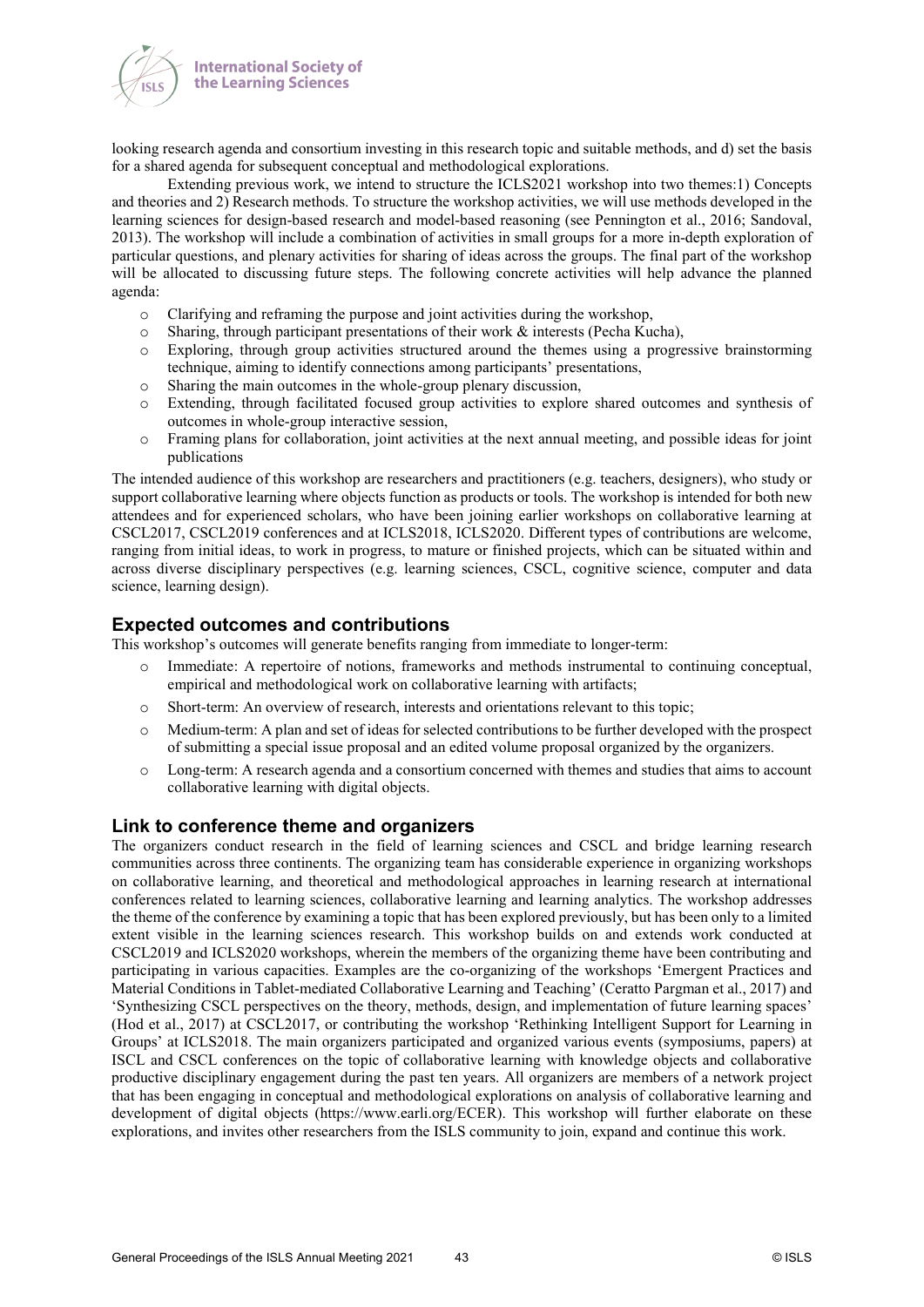looking research agenda and consortium investing in this research topic and suitable methods, and d) set the basis for a shared agenda for subsequent conceptual and methodological explorations.

Extending previous work, we intend to structure the ICLS2021 workshop into two themes:1) Concepts and theories and 2) Research methods. To structure the workshop activities, we will use methods developed in the learning sciences for design-based research and model-based reasoning (see Pennington et al., 2016; Sandoval, 2013). The workshop will include a combination of activities in small groups for a more in-depth exploration of particular questions, and plenary activities for sharing of ideas across the groups. The final part of the workshop will be allocated to discussing future steps. The following concrete activities will help advance the planned agenda:

- Clarifying and reframing the purpose and joint activities during the workshop,
- Sharing, through participant presentations of their work & interests (Pecha Kucha),
- Exploring, through group activities structured around the themes using a progressive brainstorming technique, aiming to identify connections among participants' presentations,
- Sharing the main outcomes in the whole-group plenary discussion,
- Extending, through facilitated focused group activities to explore shared outcomes and synthesis of outcomes in whole-group interactive session,
- Framing plans for collaboration, joint activities at the next annual meeting, and possible ideas for joint publications

The intended audience of this workshop are researchers and practitioners (e.g. teachers, designers), who study or support collaborative learning where objects function as products or tools. The workshop is intended for both new attendees and for experienced scholars, who have been joining earlier workshops on collaborative learning at CSCL2017, CSCL2019 conferences and at ICLS2018, ICLS2020. Different types of contributions are welcome, ranging from initial ideas, to work in progress, to mature or finished projects, which can be situated within and across diverse disciplinary perspectives (e.g. learning sciences, CSCL, cognitive science, computer and data science, learning design).

## Expected outcomes and contributions

This workshop's outcomes will generate benefits ranging from immediate to longer-term:

- Immediate: A repertoire of notions, frameworks and methods instrumental to continuing conceptual, empirical and methodological work on collaborative learning with artifacts;
- Short-term: An overview of research, interests and orientations relevant to this topic;
- Medium-term: A plan and set of ideas for selected contributions to be further developed with the prospect of submitting a special issue proposal and an edited volume proposal organized by the organizers.
- Long-term: A research agenda and a consortium concerned with themes and studies that aims to account collaborative learning with digital objects.

## Link to conference theme and organizers

The organizers conduct research in the field of learning sciences and CSCL and bridge learning research communities across three continents. The organizing team has considerable experience in organizing workshops on collaborative learning, and theoretical and methodological approaches in learning research at international conferences related to learning sciences, collaborative learning and learning analytics. The workshop addresses the theme of the conference by examining a topic that has been explored previously, but has been only to a limited extent visible in the learning sciences research. This workshop builds on and extends work conducted at CSCL2019 and ICLS2020 workshops, wherein the members of the organizing theme have been contributing and participating in various capacities. Examples are the co-organizing of the workshops 'Emergent Practices and Material Conditions in Tablet-mediated Collaborative Learning and Teaching' (Ceratto Pargman et al., 2017) and 'Synthesizing CSCL perspectives on the theory, methods, design, and implementation of future learning spaces' (Hod et al., 2017) at CSCL2017, or contributing the workshop 'Rethinking Intelligent Support for Learning in Groups' at ICLS2018. The main organizers participated and organized various events (symposiums, papers) at ISCL and CSCL conferences on the topic of collaborative learning with knowledge objects and collaborative productive disciplinary engagement during the past ten years. All organizers are members of a network project that has been engaging in conceptual and methodological explorations on analysis of collaborative learning and development of digital objects (https://www.earli.org/ECER). This workshop will further elaborate on these explorations, and invites other researchers from the ISLS community to join, expand and continue this work.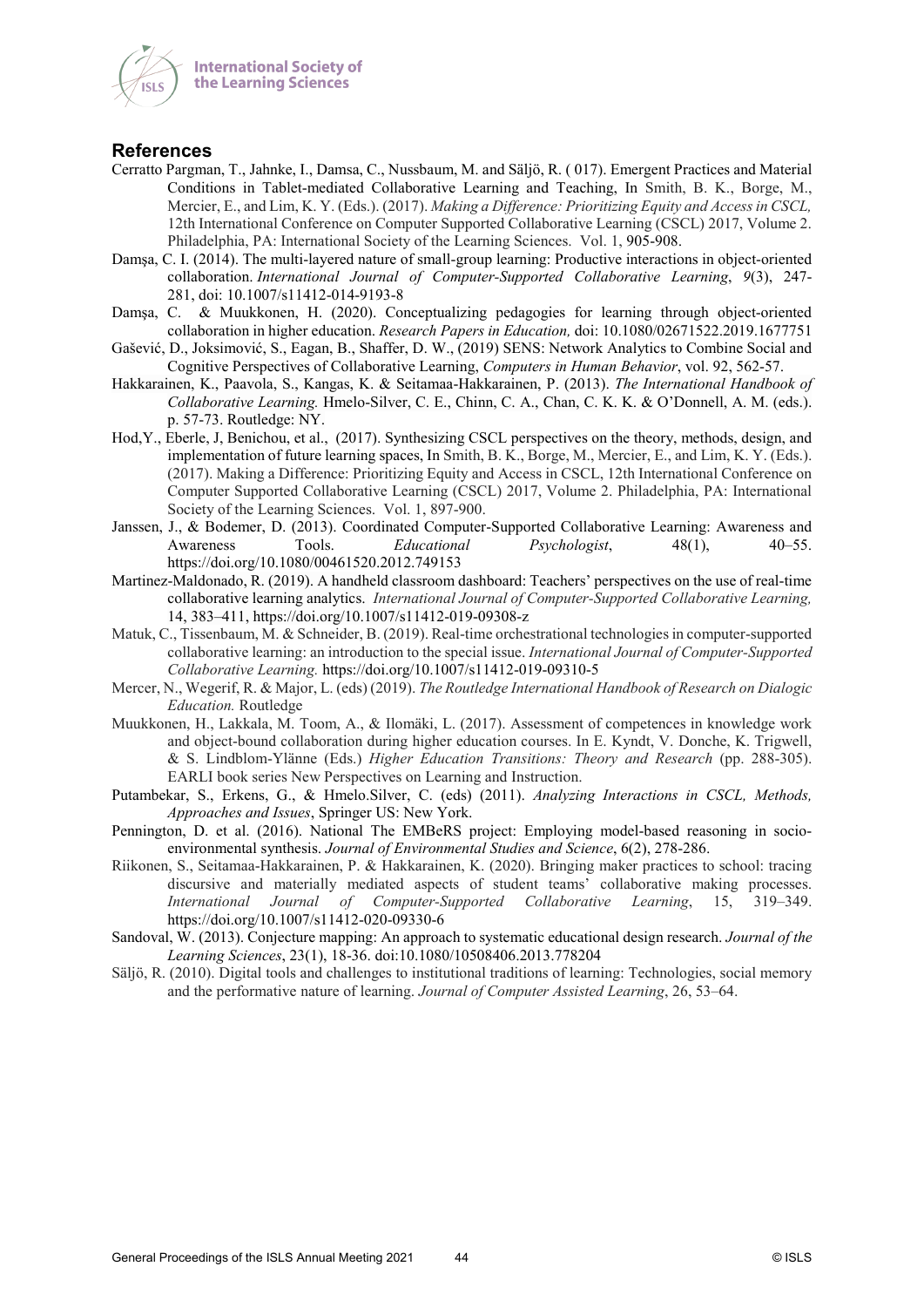## References

Cerratto Pargman, T., Jahnke, I., Damsa, C., Nussbaum, M. and Säljö, R. ( 017). Emergent Practices and Material Conditions in Tablet-mediated Collaborative Learning and Teaching, In Smith, B. K., Borge, M., Mercier, E., and Lim, K. Y. (Eds.). (2017). *Making a Difference: Prioritizing Equity and Access in CSCL,* 12th International Conference on Computer Supported Collaborative Learning (CSCL) 2017, Volume 2. Philadelphia, PA: International Society of the Learning Sciences. Vol. 1, 905-908.

Damşa, C. I. (2014). The multi-layered nature of small-group learning: Productive interactions in object-oriented collaboration. *International Journal of Computer-Supported Collaborative Learning*, *9*(3), 247-281, doi: 10.1007/s11412-014-9193-8

Damşa, C. & Muukkonen, H. (2020). Conceptualizing pedagogies for learning through object-oriented collaboration in higher education. *Research Papers in Education,* doi: 10.1080/02671522.2019.1677751

Gašević, D., Joksimović, S., Eagan, B., Shaffer, D. W., (2019) SENS: Network Analytics to Combine Social and Cognitive Perspectives of Collaborative Learning, *Computers in Human Behavior*, vol. 92, 562-57.

Hakkarainen, K., Paavola, S., Kangas, K. & Seitamaa-Hakkarainen, P. (2013). *The International Handbook of Collaborative Learning.* Hmelo-Silver, C. E., Chinn, C. A., Chan, C. K. K. & O'Donnell, A. M. (eds.). p. 57-73. Routledge: NY.

Hod,Y., Eberle, J, Benichou, et al., (2017). Synthesizing CSCL perspectives on the theory, methods, design, and implementation of future learning spaces, In Smith, B. K., Borge, M., Mercier, E., and Lim, K. Y. (Eds.). (2017). Making a Difference: Prioritizing Equity and Access in CSCL, 12th International Conference on Computer Supported Collaborative Learning (CSCL) 2017, Volume 2. Philadelphia, PA: International Society of the Learning Sciences. Vol. 1, 897-900.

Janssen, J., & Bodemer, D. (2013). Coordinated Computer-Supported Collaborative Learning: Awareness and Awareness Tools. *Educational Psychologist*, 48(1), 40–55. https://doi.org/10.1080/00461520.2012.749153

Martinez-Maldonado, R. (2019). A handheld classroom dashboard: Teachers' perspectives on the use of real-time collaborative learning analytics. *International Journal of Computer-Supported Collaborative Learning,* 14, 383–411, https://doi.org/10.1007/s11412-019-09308-z

Matuk, C., Tissenbaum, M. & Schneider, B. (2019). Real-time orchestrational technologies in computer-supported collaborative learning: an introduction to the special issue. *International Journal of Computer-Supported Collaborative Learning.* https://doi.org/10.1007/s11412-019-09310-5

Mercer, N., Wegerif, R. & Major, L. (eds) (2019). *The Routledge International Handbook of Research on Dialogic Education.* Routledge

Muukkonen, H., Lakkala, M. Toom, A., & Ilomäki, L. (2017). Assessment of competences in knowledge work and object-bound collaboration during higher education courses. In E. Kyndt, V. Donche, K. Trigwell, & S. Lindblom-Ylänne (Eds.) *Higher Education Transitions: Theory and Research* (pp. 288-305). EARLI book series New Perspectives on Learning and Instruction.

Putambekar, S., Erkens, G., & Hmelo.Silver, C. (eds) (2011). *Analyzing Interactions in CSCL, Methods, Approaches and Issues*, Springer US: New York.

Pennington, D. et al. (2016). National The EMBeRS project: Employing model-based reasoning in socio-environmental synthesis. *Journal of Environmental Studies and Science*, 6(2), 278-286.

Riikonen, S., Seitamaa-Hakkarainen, P. & Hakkarainen, K. (2020). Bringing maker practices to school: tracing discursive and materially mediated aspects of student teams' collaborative making processes. *International Journal of Computer-Supported Collaborative Learning*, 15, 319–349. https://doi.org/10.1007/s11412-020-09330-6

Sandoval, W. (2013). Conjecture mapping: An approach to systematic educational design research. *Journal of the Learning Sciences*, 23(1), 18-36. doi:10.1080/10508406.2013.778204

Säljö, R. (2010). Digital tools and challenges to institutional traditions of learning: Technologies, social memory and the performative nature of learning. *Journal of Computer Assisted Learning*, 26, 53–64.